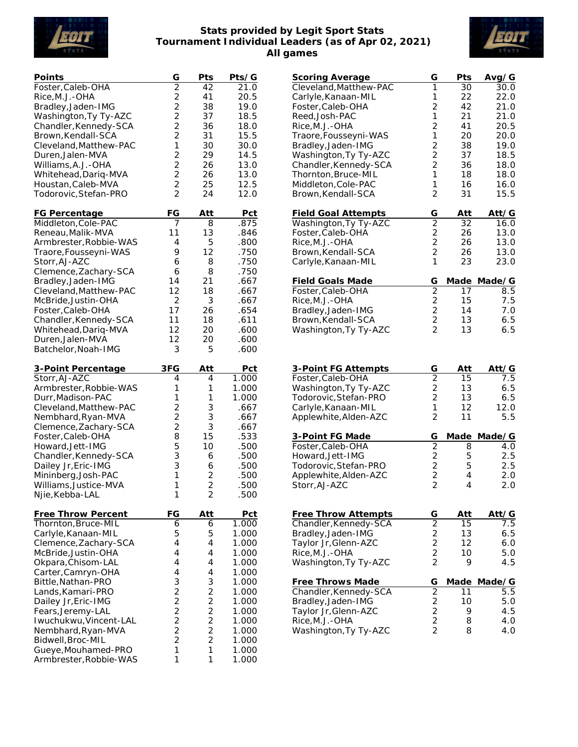# Stats provided by Legit Sport Stats
## Tournament Individual Leaders (as of Apr 02, 2021)
## All games

| Points | G | Pts | Pts/G |
|---|---|---|---|
| Foster,Caleb-OHA | 2 | 42 | 21.0 |
| Rice,M.J.-OHA | 2 | 41 | 20.5 |
| Bradley,Jaden-IMG | 2 | 38 | 19.0 |
| Washington,Ty Ty-AZC | 2 | 37 | 18.5 |
| Chandler,Kennedy-SCA | 2 | 36 | 18.0 |
| Brown,Kendall-SCA | 2 | 31 | 15.5 |
| Cleveland,Matthew-PAC | 1 | 30 | 30.0 |
| Duren,Jalen-MVA | 2 | 29 | 14.5 |
| Williams,A.J.-OHA | 2 | 26 | 13.0 |
| Whitehead,Dariq-MVA | 2 | 26 | 13.0 |
| Houstan,Caleb-MVA | 2 | 25 | 12.5 |
| Todorovic,Stefan-PRO | 2 | 24 | 12.0 |

| Scoring Average | G | Pts | Avg/G |
|---|---|---|---|
| Cleveland,Matthew-PAC | 1 | 30 | 30.0 |
| Carlyle,Kanaan-MIL | 1 | 22 | 22.0 |
| Foster,Caleb-OHA | 2 | 42 | 21.0 |
| Reed,Josh-PAC | 1 | 21 | 21.0 |
| Rice,M.J.-OHA | 2 | 41 | 20.5 |
| Traore,Fousseyni-WAS | 1 | 20 | 20.0 |
| Bradley,Jaden-IMG | 2 | 38 | 19.0 |
| Washington,Ty Ty-AZC | 2 | 37 | 18.5 |
| Chandler,Kennedy-SCA | 2 | 36 | 18.0 |
| Thornton,Bruce-MIL | 1 | 18 | 18.0 |
| Middleton,Cole-PAC | 1 | 16 | 16.0 |
| Brown,Kendall-SCA | 2 | 31 | 15.5 |

| FG Percentage | FG | Att | Pct |
|---|---|---|---|
| Middleton,Cole-PAC | 7 | 8 | .875 |
| Reneau,Malik-MVA | 11 | 13 | .846 |
| Armbrester,Robbie-WAS | 4 | 5 | .800 |
| Traore,Fousseyni-WAS | 9 | 12 | .750 |
| Storr,AJ-AZC | 6 | 8 | .750 |
| Clemence,Zachary-SCA | 6 | 8 | .750 |
| Bradley,Jaden-IMG | 14 | 21 | .667 |
| Cleveland,Matthew-PAC | 12 | 18 | .667 |
| McBride,Justin-OHA | 2 | 3 | .667 |
| Foster,Caleb-OHA | 17 | 26 | .654 |
| Chandler,Kennedy-SCA | 11 | 18 | .611 |
| Whitehead,Dariq-MVA | 12 | 20 | .600 |
| Duren,Jalen-MVA | 12 | 20 | .600 |
| Batchelor,Noah-IMG | 3 | 5 | .600 |

| Field Goal Attempts | G | Att | Att/G |
|---|---|---|---|
| Washington,Ty Ty-AZC | 2 | 32 | 16.0 |
| Foster,Caleb-OHA | 2 | 26 | 13.0 |
| Rice,M.J.-OHA | 2 | 26 | 13.0 |
| Brown,Kendall-SCA | 2 | 26 | 13.0 |
| Carlyle,Kanaan-MIL | 1 | 23 | 23.0 |

| Field Goals Made | G | Made | Made/G |
|---|---|---|---|
| Foster,Caleb-OHA | 2 | 17 | 8.5 |
| Rice,M.J.-OHA | 2 | 15 | 7.5 |
| Bradley,Jaden-IMG | 2 | 14 | 7.0 |
| Brown,Kendall-SCA | 2 | 13 | 6.5 |
| Washington,Ty Ty-AZC | 2 | 13 | 6.5 |

| 3-Point Percentage | 3FG | Att | Pct |
|---|---|---|---|
| Storr,AJ-AZC | 4 | 4 | 1.000 |
| Armbrester,Robbie-WAS | 1 | 1 | 1.000 |
| Durr,Madison-PAC | 1 | 1 | 1.000 |
| Cleveland,Matthew-PAC | 2 | 3 | .667 |
| Nembhard,Ryan-MVA | 2 | 3 | .667 |
| Clemence,Zachary-SCA | 2 | 3 | .667 |
| Foster,Caleb-OHA | 8 | 15 | .533 |
| Howard,Jett-IMG | 5 | 10 | .500 |
| Chandler,Kennedy-SCA | 3 | 6 | .500 |
| Dailey Jr,Eric-IMG | 3 | 6 | .500 |
| Mininberg,Josh-PAC | 1 | 2 | .500 |
| Williams,Justice-MVA | 1 | 2 | .500 |
| Njie,Kebba-LAL | 1 | 2 | .500 |

| 3-Point FG Attempts | G | Att | Att/G |
|---|---|---|---|
| Foster,Caleb-OHA | 2 | 15 | 7.5 |
| Washington,Ty Ty-AZC | 2 | 13 | 6.5 |
| Todorovic,Stefan-PRO | 2 | 13 | 6.5 |
| Carlyle,Kanaan-MIL | 1 | 12 | 12.0 |
| Applewhite,Alden-AZC | 2 | 11 | 5.5 |

| 3-Point FG Made | G | Made | Made/G |
|---|---|---|---|
| Foster,Caleb-OHA | 2 | 8 | 4.0 |
| Howard,Jett-IMG | 2 | 5 | 2.5 |
| Todorovic,Stefan-PRO | 2 | 5 | 2.5 |
| Applewhite,Alden-AZC | 2 | 4 | 2.0 |
| Storr,AJ-AZC | 2 | 4 | 2.0 |

| Free Throw Percent | FG | Att | Pct |
|---|---|---|---|
| Thornton,Bruce-MIL | 6 | 6 | 1.000 |
| Carlyle,Kanaan-MIL | 5 | 5 | 1.000 |
| Clemence,Zachary-SCA | 4 | 4 | 1.000 |
| McBride,Justin-OHA | 4 | 4 | 1.000 |
| Okpara,Chisom-LAL | 4 | 4 | 1.000 |
| Carter,Camryn-OHA | 4 | 4 | 1.000 |
| Bittle,Nathan-PRO | 3 | 3 | 1.000 |
| Lands,Kamari-PRO | 2 | 2 | 1.000 |
| Dailey Jr,Eric-IMG | 2 | 2 | 1.000 |
| Fears,Jeremy-LAL | 2 | 2 | 1.000 |
| Iwuchukwu,Vincent-LAL | 2 | 2 | 1.000 |
| Nembhard,Ryan-MVA | 2 | 2 | 1.000 |
| Bidwell,Broc-MIL | 2 | 2 | 1.000 |
| Gueye,Mouhamed-PRO | 1 | 1 | 1.000 |
| Armbrester,Robbie-WAS | 1 | 1 | 1.000 |

| Free Throw Attempts | G | Att | Att/G |
|---|---|---|---|
| Chandler,Kennedy-SCA | 2 | 15 | 7.5 |
| Bradley,Jaden-IMG | 2 | 13 | 6.5 |
| Taylor Jr,Glenn-AZC | 2 | 12 | 6.0 |
| Rice,M.J.-OHA | 2 | 10 | 5.0 |
| Washington,Ty Ty-AZC | 2 | 9 | 4.5 |

| Free Throws Made | G | Made | Made/G |
|---|---|---|---|
| Chandler,Kennedy-SCA | 2 | 11 | 5.5 |
| Bradley,Jaden-IMG | 2 | 10 | 5.0 |
| Taylor Jr,Glenn-AZC | 2 | 9 | 4.5 |
| Rice,M.J.-OHA | 2 | 8 | 4.0 |
| Washington,Ty Ty-AZC | 2 | 8 | 4.0 |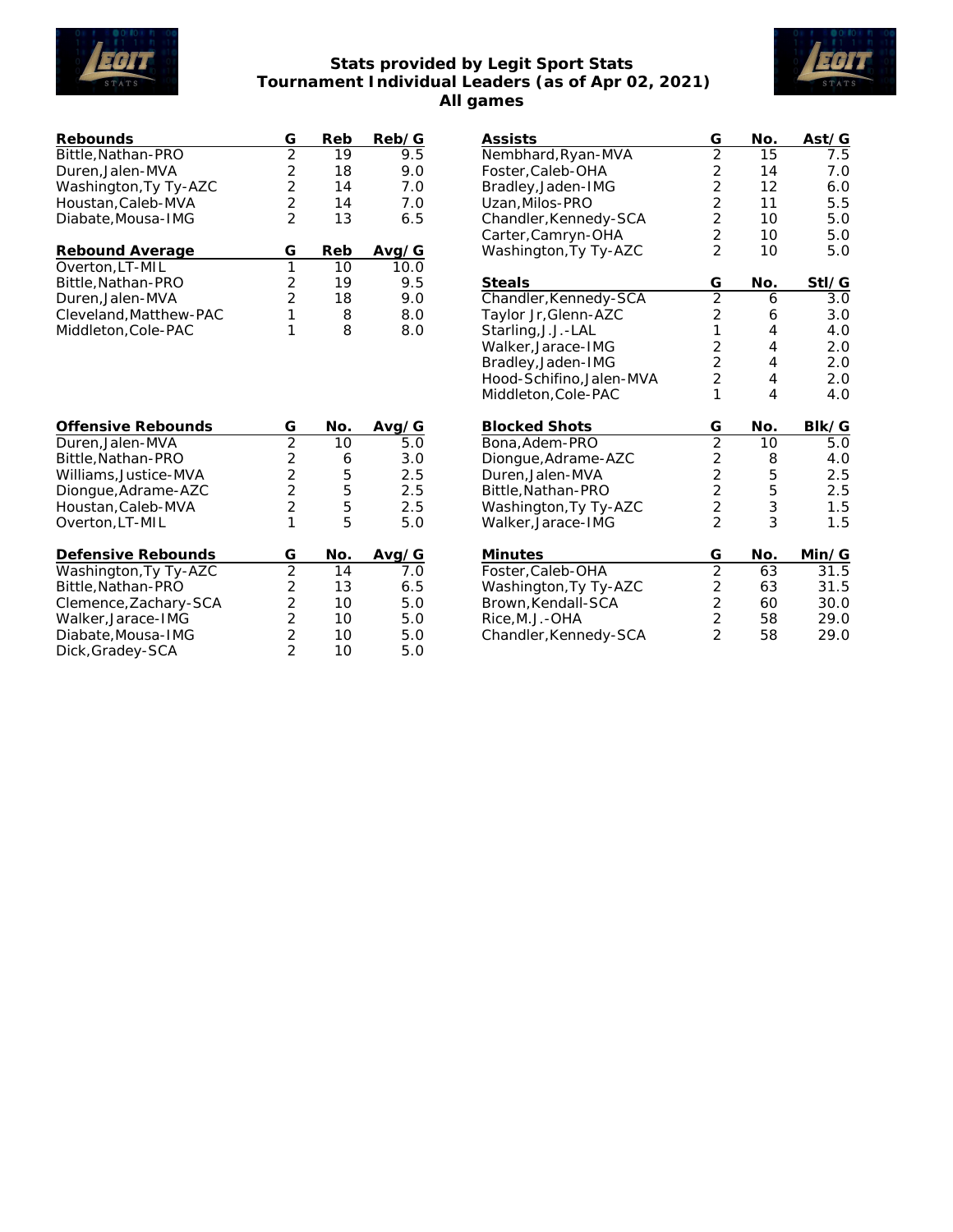**Stats provided by Legit Sport Stats**
**Tournament Individual Leaders (as of Apr 02, 2021)**
**All games**

| Rebounds | G | Reb | Reb/G |
|---|---|---|---|
| Bittle,Nathan-PRO | 2 | 19 | 9.5 |
| Duren,Jalen-MVA | 2 | 18 | 9.0 |
| Washington,Ty Ty-AZC | 2 | 14 | 7.0 |
| Houstan,Caleb-MVA | 2 | 14 | 7.0 |
| Diabate,Mousa-IMG | 2 | 13 | 6.5 |

| Rebound Average | G | Reb | Avg/G |
|---|---|---|---|
| Overton,LT-MIL | 1 | 10 | 10.0 |
| Bittle,Nathan-PRO | 2 | 19 | 9.5 |
| Duren,Jalen-MVA | 2 | 18 | 9.0 |
| Cleveland,Matthew-PAC | 1 | 8 | 8.0 |
| Middleton,Cole-PAC | 1 | 8 | 8.0 |

| Offensive Rebounds | G | No. | Avg/G |
|---|---|---|---|
| Duren,Jalen-MVA | 2 | 10 | 5.0 |
| Bittle,Nathan-PRO | 2 | 6 | 3.0 |
| Williams,Justice-MVA | 2 | 5 | 2.5 |
| Diongue,Adrame-AZC | 2 | 5 | 2.5 |
| Houstan,Caleb-MVA | 2 | 5 | 2.5 |
| Overton,LT-MIL | 1 | 5 | 5.0 |

| Defensive Rebounds | G | No. | Avg/G |
|---|---|---|---|
| Washington,Ty Ty-AZC | 2 | 14 | 7.0 |
| Bittle,Nathan-PRO | 2 | 13 | 6.5 |
| Clemence,Zachary-SCA | 2 | 10 | 5.0 |
| Walker,Jarace-IMG | 2 | 10 | 5.0 |
| Diabate,Mousa-IMG | 2 | 10 | 5.0 |
| Dick,Gradey-SCA | 2 | 10 | 5.0 |

| Assists | G | No. | Ast/G |
|---|---|---|---|
| Nembhard,Ryan-MVA | 2 | 15 | 7.5 |
| Foster,Caleb-OHA | 2 | 14 | 7.0 |
| Bradley,Jaden-IMG | 2 | 12 | 6.0 |
| Uzan,Milos-PRO | 2 | 11 | 5.5 |
| Chandler,Kennedy-SCA | 2 | 10 | 5.0 |
| Carter,Camryn-OHA | 2 | 10 | 5.0 |
| Washington,Ty Ty-AZC | 2 | 10 | 5.0 |

| Steals | G | No. | Stl/G |
|---|---|---|---|
| Chandler,Kennedy-SCA | 2 | 6 | 3.0 |
| Taylor Jr,Glenn-AZC | 2 | 6 | 3.0 |
| Starling,J.J.-LAL | 1 | 4 | 4.0 |
| Walker,Jarace-IMG | 2 | 4 | 2.0 |
| Bradley,Jaden-IMG | 2 | 4 | 2.0 |
| Hood-Schifino,Jalen-MVA | 2 | 4 | 2.0 |
| Middleton,Cole-PAC | 1 | 4 | 4.0 |

| Blocked Shots | G | No. | Blk/G |
|---|---|---|---|
| Bona,Adem-PRO | 2 | 10 | 5.0 |
| Diongue,Adrame-AZC | 2 | 8 | 4.0 |
| Duren,Jalen-MVA | 2 | 5 | 2.5 |
| Bittle,Nathan-PRO | 2 | 5 | 2.5 |
| Washington,Ty Ty-AZC | 2 | 3 | 1.5 |
| Walker,Jarace-IMG | 2 | 3 | 1.5 |

| Minutes | G | No. | Min/G |
|---|---|---|---|
| Foster,Caleb-OHA | 2 | 63 | 31.5 |
| Washington,Ty Ty-AZC | 2 | 63 | 31.5 |
| Brown,Kendall-SCA | 2 | 60 | 30.0 |
| Rice,M.J.-OHA | 2 | 58 | 29.0 |
| Chandler,Kennedy-SCA | 2 | 58 | 29.0 |